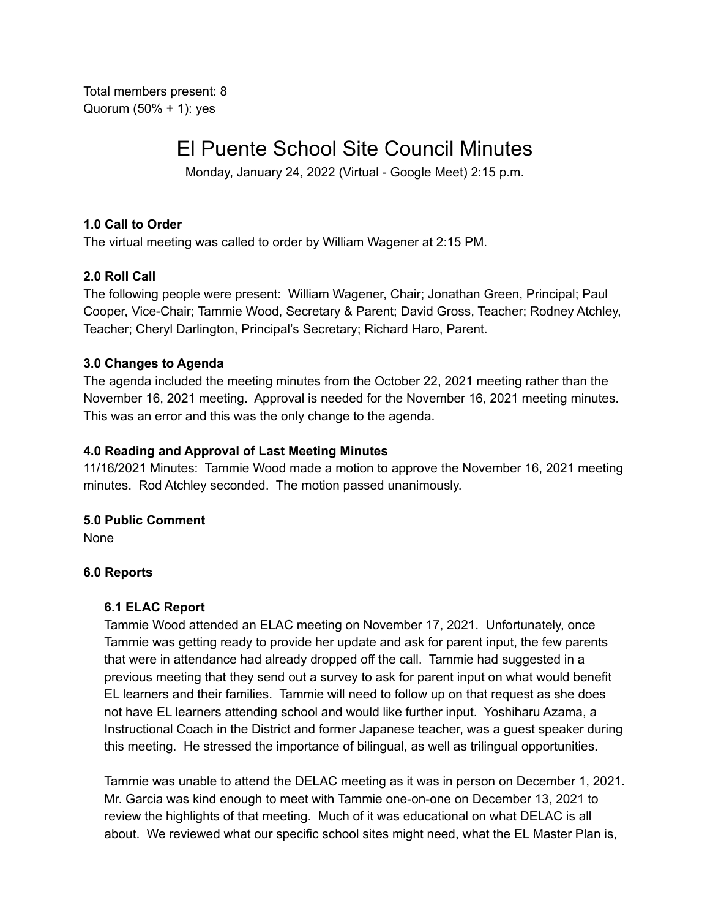Total members present: 8
Quorum (50% + 1): yes

# El Puente School Site Council Minutes

Monday, January 24, 2022 (Virtual - Google Meet) 2:15 p.m.

### 1.0 Call to Order

The virtual meeting was called to order by William Wagener at 2:15 PM.

### 2.0 Roll Call

The following people were present: William Wagener, Chair; Jonathan Green, Principal; Paul Cooper, Vice-Chair; Tammie Wood, Secretary & Parent; David Gross, Teacher; Rodney Atchley, Teacher; Cheryl Darlington, Principal's Secretary; Richard Haro, Parent.

### 3.0 Changes to Agenda

The agenda included the meeting minutes from the October 22, 2021 meeting rather than the November 16, 2021 meeting. Approval is needed for the November 16, 2021 meeting minutes. This was an error and this was the only change to the agenda.

### 4.0 Reading and Approval of Last Meeting Minutes

11/16/2021 Minutes: Tammie Wood made a motion to approve the November 16, 2021 meeting minutes. Rod Atchley seconded. The motion passed unanimously.

### 5.0 Public Comment

None

### 6.0 Reports

#### 6.1 ELAC Report

Tammie Wood attended an ELAC meeting on November 17, 2021. Unfortunately, once Tammie was getting ready to provide her update and ask for parent input, the few parents that were in attendance had already dropped off the call. Tammie had suggested in a previous meeting that they send out a survey to ask for parent input on what would benefit EL learners and their families. Tammie will need to follow up on that request as she does not have EL learners attending school and would like further input. Yoshiharu Azama, a Instructional Coach in the District and former Japanese teacher, was a guest speaker during this meeting. He stressed the importance of bilingual, as well as trilingual opportunities.

Tammie was unable to attend the DELAC meeting as it was in person on December 1, 2021. Mr. Garcia was kind enough to meet with Tammie one-on-one on December 13, 2021 to review the highlights of that meeting. Much of it was educational on what DELAC is all about. We reviewed what our specific school sites might need, what the EL Master Plan is,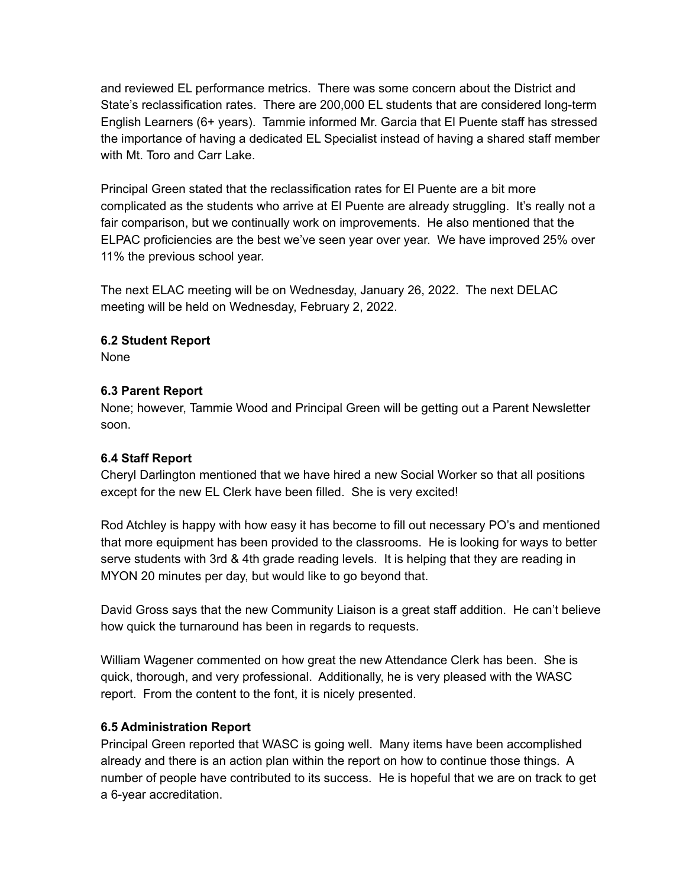and reviewed EL performance metrics. There was some concern about the District and State's reclassification rates. There are 200,000 EL students that are considered long-term English Learners (6+ years). Tammie informed Mr. Garcia that El Puente staff has stressed the importance of having a dedicated EL Specialist instead of having a shared staff member with Mt. Toro and Carr Lake.

Principal Green stated that the reclassification rates for El Puente are a bit more complicated as the students who arrive at El Puente are already struggling. It's really not a fair comparison, but we continually work on improvements. He also mentioned that the ELPAC proficiencies are the best we've seen year over year. We have improved 25% over 11% the previous school year.

The next ELAC meeting will be on Wednesday, January 26, 2022. The next DELAC meeting will be held on Wednesday, February 2, 2022.

**6.2 Student Report**
None

**6.3 Parent Report**
None; however, Tammie Wood and Principal Green will be getting out a Parent Newsletter soon.

**6.4 Staff Report**
Cheryl Darlington mentioned that we have hired a new Social Worker so that all positions except for the new EL Clerk have been filled. She is very excited!

Rod Atchley is happy with how easy it has become to fill out necessary PO's and mentioned that more equipment has been provided to the classrooms. He is looking for ways to better serve students with 3rd & 4th grade reading levels. It is helping that they are reading in MYON 20 minutes per day, but would like to go beyond that.

David Gross says that the new Community Liaison is a great staff addition. He can't believe how quick the turnaround has been in regards to requests.

William Wagener commented on how great the new Attendance Clerk has been. She is quick, thorough, and very professional. Additionally, he is very pleased with the WASC report. From the content to the font, it is nicely presented.

**6.5 Administration Report**
Principal Green reported that WASC is going well. Many items have been accomplished already and there is an action plan within the report on how to continue those things. A number of people have contributed to its success. He is hopeful that we are on track to get a 6-year accreditation.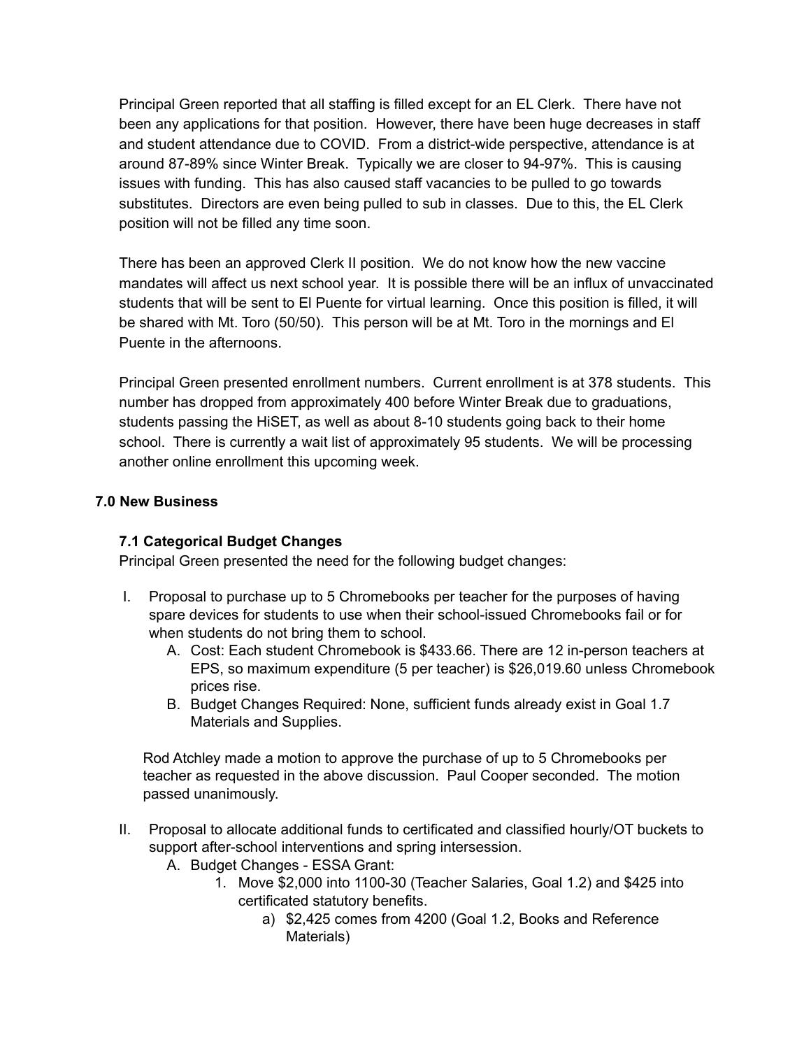Principal Green reported that all staffing is filled except for an EL Clerk. There have not been any applications for that position. However, there have been huge decreases in staff and student attendance due to COVID. From a district-wide perspective, attendance is at around 87-89% since Winter Break. Typically we are closer to 94-97%. This is causing issues with funding. This has also caused staff vacancies to be pulled to go towards substitutes. Directors are even being pulled to sub in classes. Due to this, the EL Clerk position will not be filled any time soon.

There has been an approved Clerk II position. We do not know how the new vaccine mandates will affect us next school year. It is possible there will be an influx of unvaccinated students that will be sent to El Puente for virtual learning. Once this position is filled, it will be shared with Mt. Toro (50/50). This person will be at Mt. Toro in the mornings and El Puente in the afternoons.

Principal Green presented enrollment numbers. Current enrollment is at 378 students. This number has dropped from approximately 400 before Winter Break due to graduations, students passing the HiSET, as well as about 8-10 students going back to their home school. There is currently a wait list of approximately 95 students. We will be processing another online enrollment this upcoming week.

## 7.0 New Business

### 7.1 Categorical Budget Changes

Principal Green presented the need for the following budget changes:

I. Proposal to purchase up to 5 Chromebooks per teacher for the purposes of having spare devices for students to use when their school-issued Chromebooks fail or for when students do not bring them to school.
   A. Cost: Each student Chromebook is $433.66. There are 12 in-person teachers at EPS, so maximum expenditure (5 per teacher) is $26,019.60 unless Chromebook prices rise.
   B. Budget Changes Required: None, sufficient funds already exist in Goal 1.7 Materials and Supplies.

   Rod Atchley made a motion to approve the purchase of up to 5 Chromebooks per teacher as requested in the above discussion. Paul Cooper seconded. The motion passed unanimously.

II. Proposal to allocate additional funds to certificated and classified hourly/OT buckets to support after-school interventions and spring intersession.
   A. Budget Changes - ESSA Grant:
      1. Move $2,000 into 1100-30 (Teacher Salaries, Goal 1.2) and $425 into certificated statutory benefits.
         a) $2,425 comes from 4200 (Goal 1.2, Books and Reference Materials)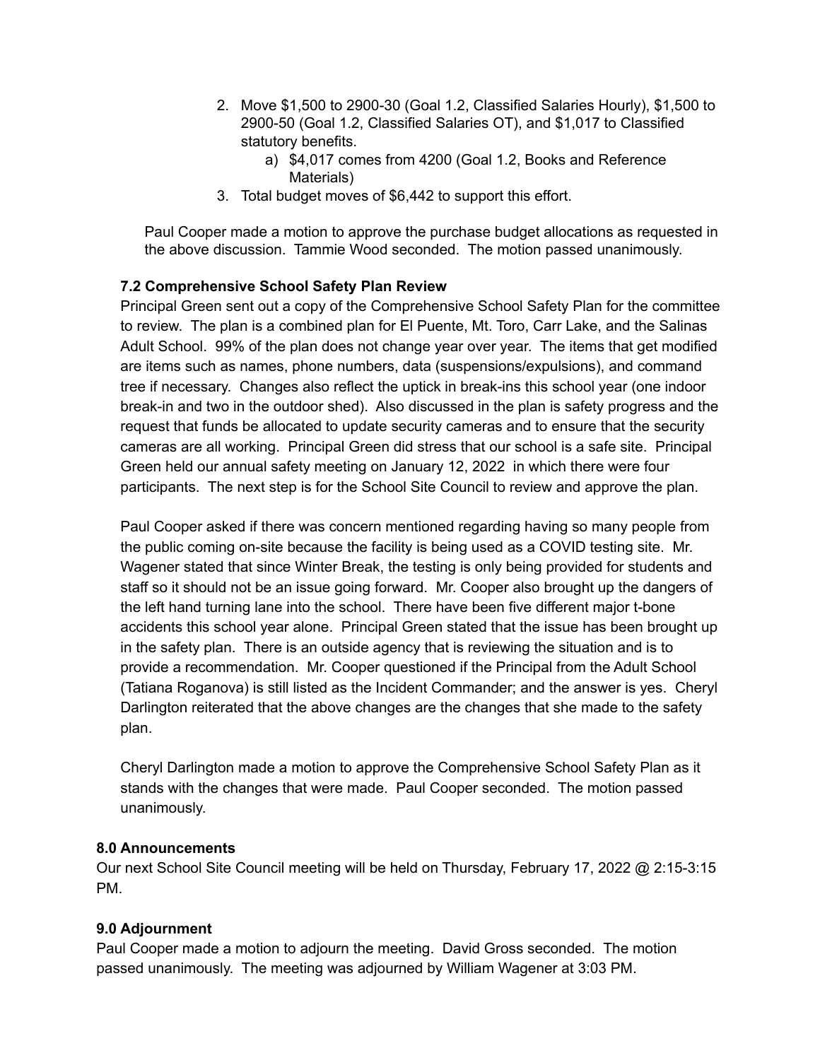2. Move $1,500 to 2900-30 (Goal 1.2, Classified Salaries Hourly), $1,500 to 2900-50 (Goal 1.2, Classified Salaries OT), and $1,017 to Classified statutory benefits.
    a) $4,017 comes from 4200 (Goal 1.2, Books and Reference Materials)
3. Total budget moves of $6,442 to support this effort.

Paul Cooper made a motion to approve the purchase budget allocations as requested in the above discussion. Tammie Wood seconded. The motion passed unanimously.

### 7.2 Comprehensive School Safety Plan Review

Principal Green sent out a copy of the Comprehensive School Safety Plan for the committee to review. The plan is a combined plan for El Puente, Mt. Toro, Carr Lake, and the Salinas Adult School. 99% of the plan does not change year over year. The items that get modified are items such as names, phone numbers, data (suspensions/expulsions), and command tree if necessary. Changes also reflect the uptick in break-ins this school year (one indoor break-in and two in the outdoor shed). Also discussed in the plan is safety progress and the request that funds be allocated to update security cameras and to ensure that the security cameras are all working. Principal Green did stress that our school is a safe site. Principal Green held our annual safety meeting on January 12, 2022 in which there were four participants. The next step is for the School Site Council to review and approve the plan.

Paul Cooper asked if there was concern mentioned regarding having so many people from the public coming on-site because the facility is being used as a COVID testing site. Mr. Wagener stated that since Winter Break, the testing is only being provided for students and staff so it should not be an issue going forward. Mr. Cooper also brought up the dangers of the left hand turning lane into the school. There have been five different major t-bone accidents this school year alone. Principal Green stated that the issue has been brought up in the safety plan. There is an outside agency that is reviewing the situation and is to provide a recommendation. Mr. Cooper questioned if the Principal from the Adult School (Tatiana Roganova) is still listed as the Incident Commander; and the answer is yes. Cheryl Darlington reiterated that the above changes are the changes that she made to the safety plan.

Cheryl Darlington made a motion to approve the Comprehensive School Safety Plan as it stands with the changes that were made. Paul Cooper seconded. The motion passed unanimously.

## 8.0 Announcements

Our next School Site Council meeting will be held on Thursday, February 17, 2022 @ 2:15-3:15 PM.

## 9.0 Adjournment

Paul Cooper made a motion to adjourn the meeting. David Gross seconded. The motion passed unanimously. The meeting was adjourned by William Wagener at 3:03 PM.